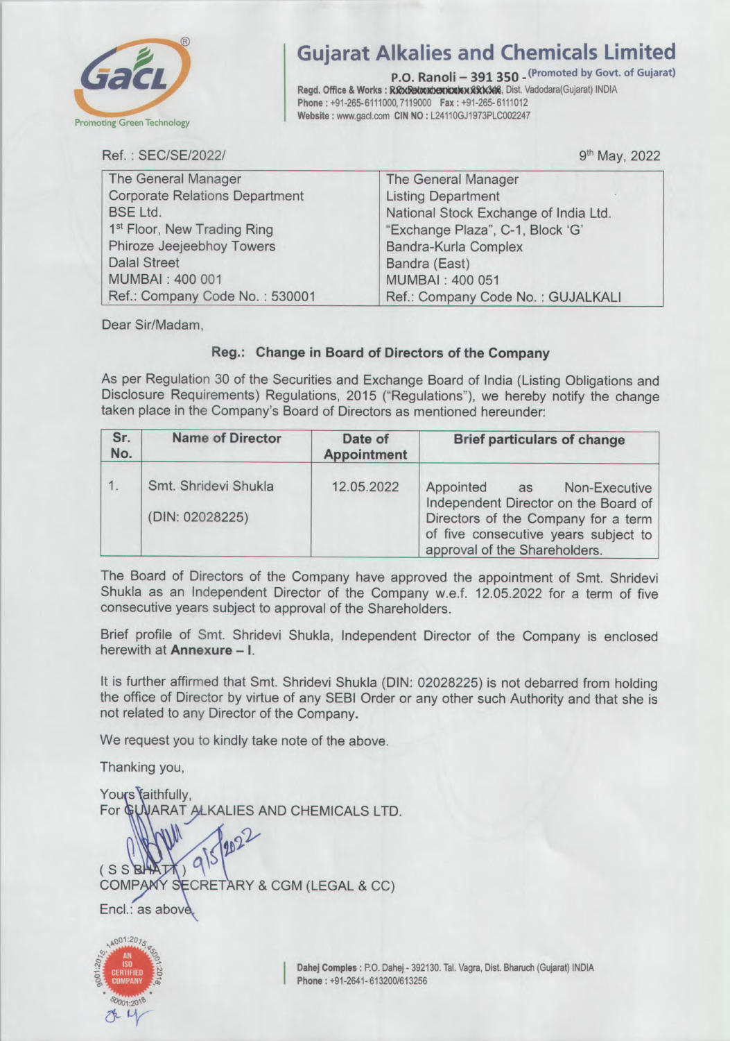# Gujarat Alkalies and Chemicals Limited

**P.O. Ranoli – 391 350 - (Promoted by Govt. of Gujarat)**
Regd. Office & Works : XXXXXXXXXXXXXXX, Dist. Vadodara(Gujarat) INDIA
Phone : +91-265-6111000, 7119000 Fax : +91-265-6111012
Website : www.gacl.com CIN NO : L24110GJ1973PLC002247

Ref. : SEC/SE/2022/

9th May, 2022

| The General Manager<br>Corporate Relations Department<br>BSE Ltd.<br>1st Floor, New Trading Ring<br>Phiroze Jeejeebhoy Towers<br>Dalal Street<br>MUMBAI : 400 001<br>Ref.: Company Code No. : 530001 | The General Manager<br>Listing Department<br>National Stock Exchange of India Ltd.<br>"Exchange Plaza", C-1, Block 'G'<br>Bandra-Kurla Complex<br>Bandra (East)<br>MUMBAI : 400 051<br>Ref.: Company Code No. : GUJALKALI |
|---|---|

Dear Sir/Madam,

**Reg.: Change in Board of Directors of the Company**

As per Regulation 30 of the Securities and Exchange Board of India (Listing Obligations and Disclosure Requirements) Regulations, 2015 ("Regulations"), we hereby notify the change taken place in the Company's Board of Directors as mentioned hereunder:

| Sr. No. | Name of Director | Date of Appointment | Brief particulars of change |
|---|---|---|---|
| 1. | Smt. Shridevi Shukla<br>(DIN: 02028225) | 12.05.2022 | Appointed as Non-Executive Independent Director on the Board of Directors of the Company for a term of five consecutive years subject to approval of the Shareholders. |

The Board of Directors of the Company have approved the appointment of Smt. Shridevi Shukla as an Independent Director of the Company w.e.f. 12.05.2022 for a term of five consecutive years subject to approval of the Shareholders.

Brief profile of Smt. Shridevi Shukla, Independent Director of the Company is enclosed herewith at **Annexure – I**.

It is further affirmed that Smt. Shridevi Shukla (DIN: 02028225) is not debarred from holding the office of Director by virtue of any SEBI Order or any other such Authority and that she is not related to any Director of the Company.

We request you to kindly take note of the above.

Thanking you,

Yours faithfully,
For GUJARAT ALKALIES AND CHEMICALS LTD.

9/5/2022

( S S BHATT )
COMPANY SECRETARY & CGM (LEGAL & CC)

Encl.: as above.

Dahej Complex : P.O. Dahej - 392130. Tal. Vagra, Dist. Bharuch (Gujarat) INDIA
Phone : +91-2641-613200/613256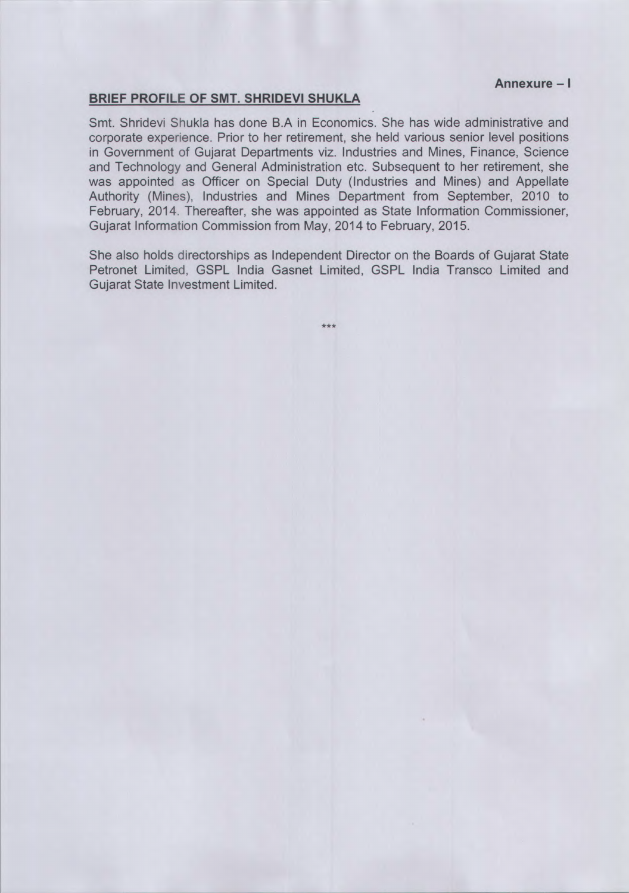**Annexure – I**

**BRIEF PROFILE OF SMT. SHRIDEVI SHUKLA**

Smt. Shridevi Shukla has done B.A in Economics. She has wide administrative and corporate experience. Prior to her retirement, she held various senior level positions in Government of Gujarat Departments viz. Industries and Mines, Finance, Science and Technology and General Administration etc. Subsequent to her retirement, she was appointed as Officer on Special Duty (Industries and Mines) and Appellate Authority (Mines), Industries and Mines Department from September, 2010 to February, 2014. Thereafter, she was appointed as State Information Commissioner, Gujarat Information Commission from May, 2014 to February, 2015.

She also holds directorships as Independent Director on the Boards of Gujarat State Petronet Limited, GSPL India Gasnet Limited, GSPL India Transco Limited and Gujarat State Investment Limited.

***